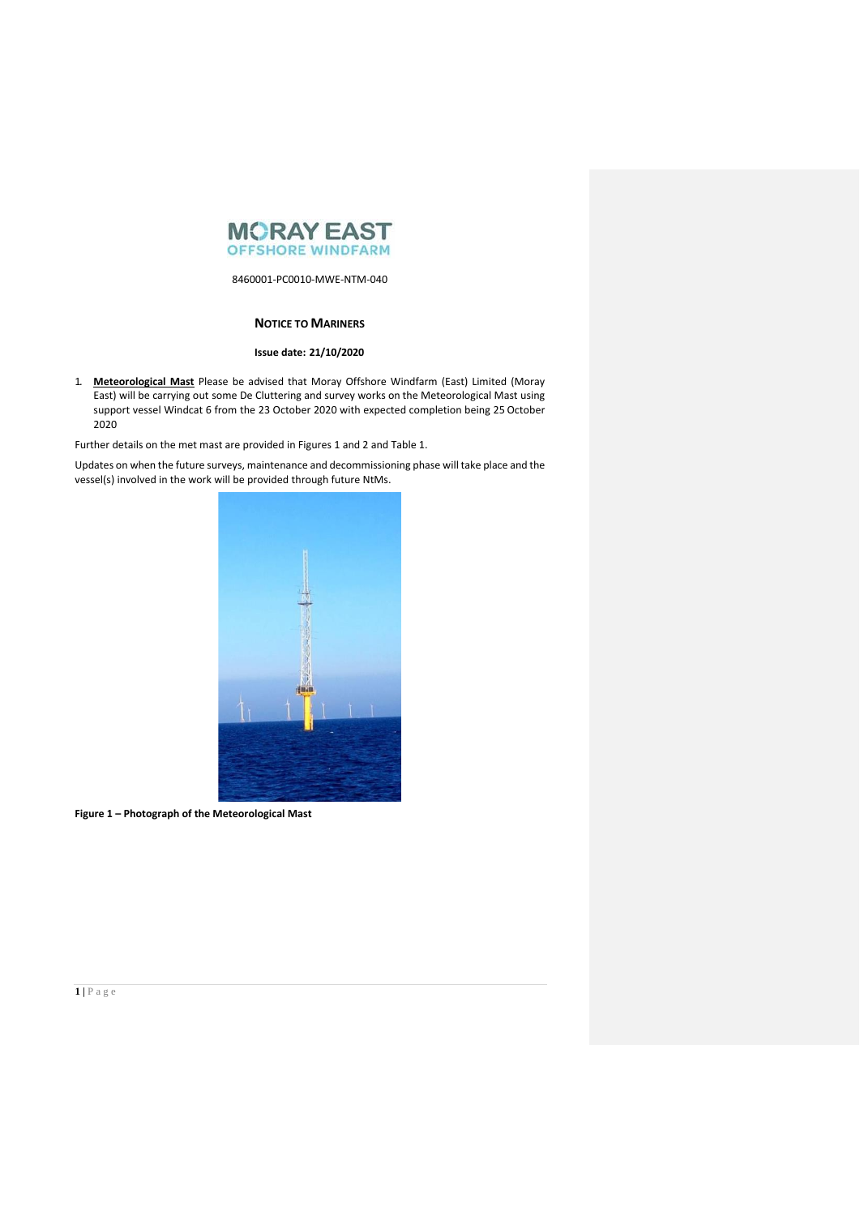MORAY EAST
OFFSHORE WINDFARM

8460001-PC0010-MWE-NTM-040

# NOTICE TO MARINERS

**Issue date: 21/10/2020**

1. **Meteorological Mast** Please be advised that Moray Offshore Windfarm (East) Limited (Moray East) will be carrying out some De Cluttering and survey works on the Meteorological Mast using support vessel Windcat 6 from the 23 October 2020 with expected completion being 25 October 2020

Further details on the met mast are provided in Figures 1 and 2 and Table 1.

Updates on when the future surveys, maintenance and decommissioning phase will take place and the vessel(s) involved in the work will be provided through future NtMs.

**Figure 1 – Photograph of the Meteorological Mast**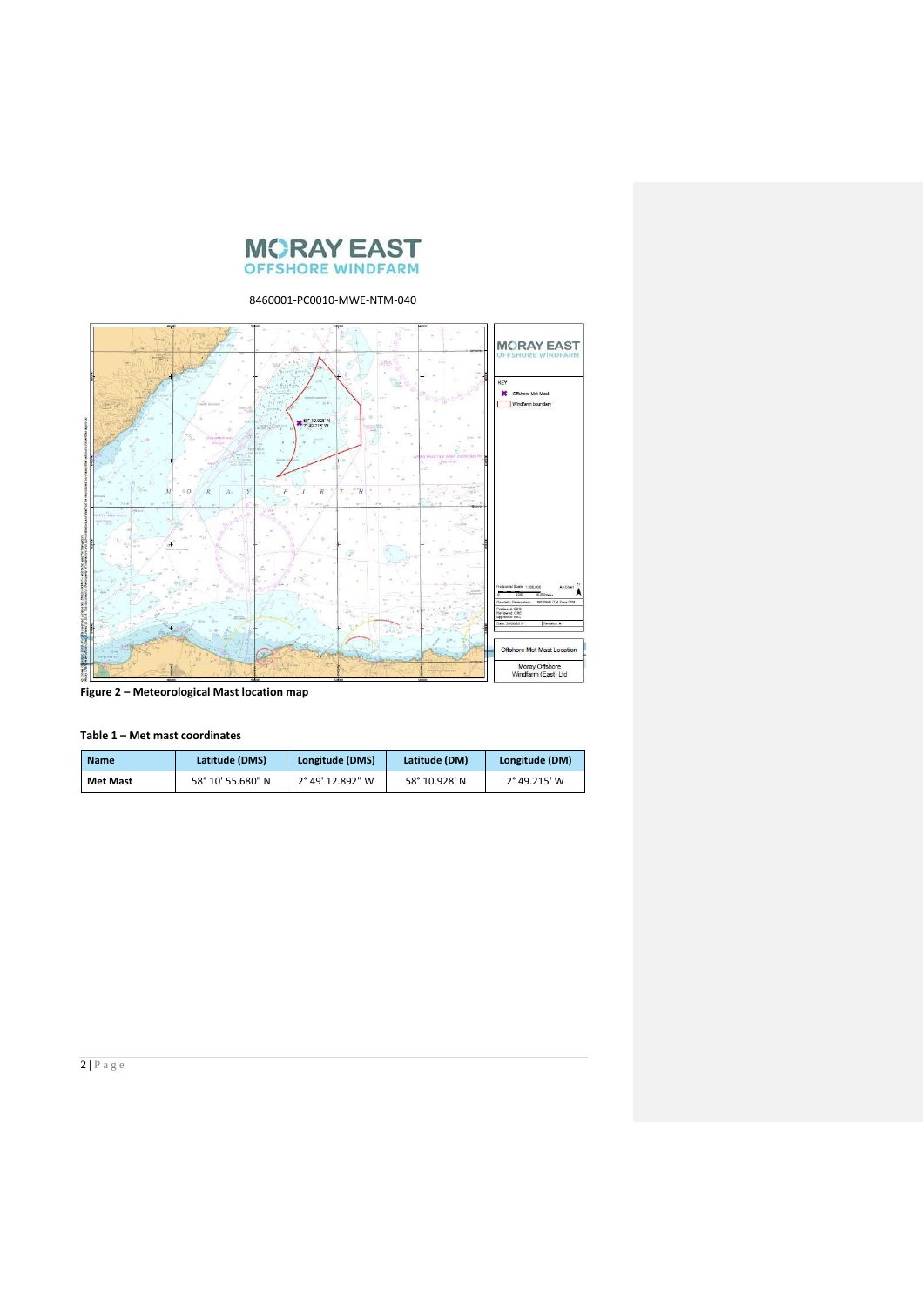8460001-PC0010-MWE-NTM-040

**Figure 2 – Meteorological Mast location map**

**Table 1 – Met mast coordinates**

| Name | Latitude (DMS) | Longitude (DMS) | Latitude (DM) | Longitude (DM) |
|---|---|---|---|---|
| **Met Mast** | 58° 10' 55.680" N | 2° 49' 12.892" W | 58° 10.928' N | 2° 49.215' W |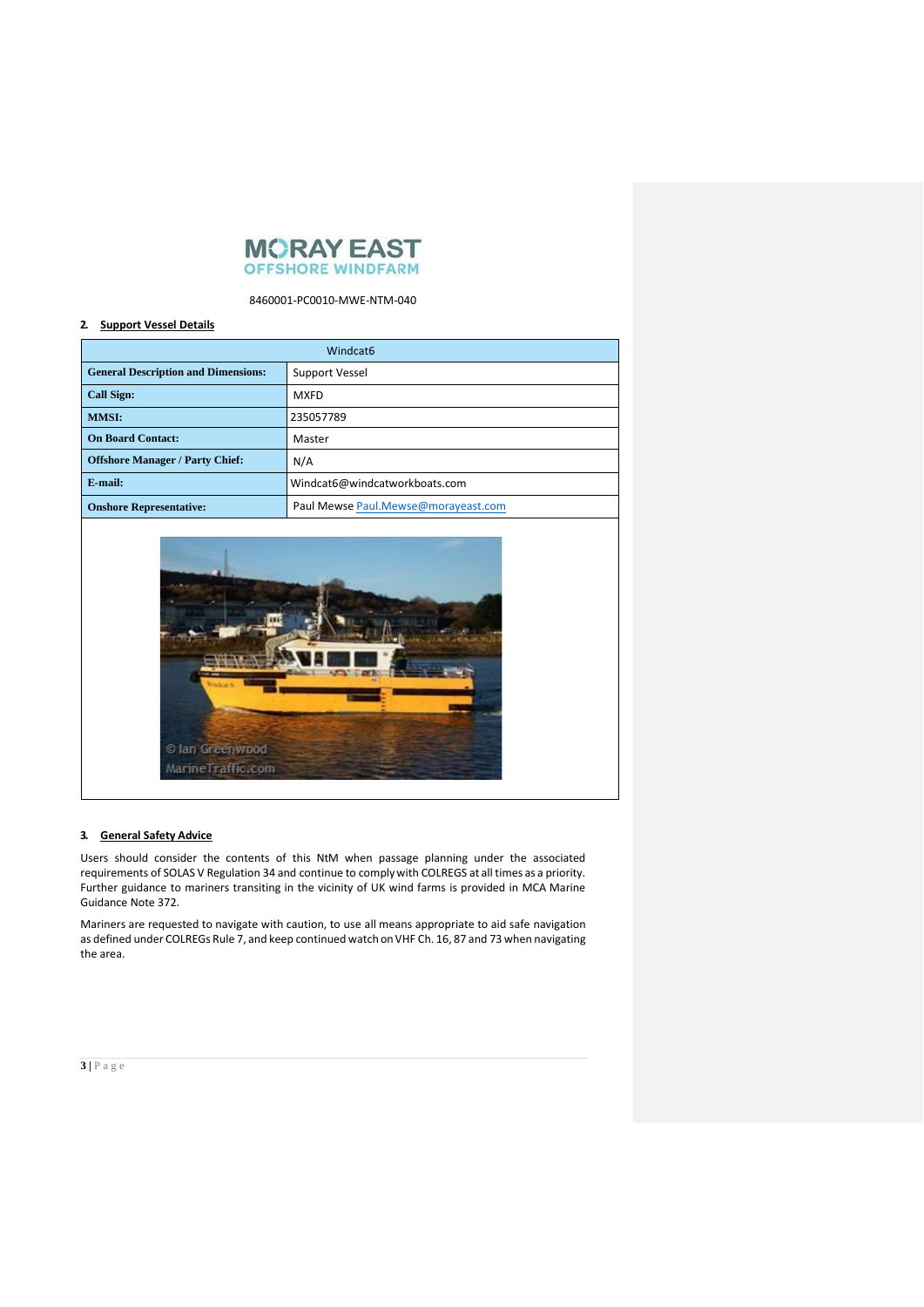MORAY EAST
OFFSHORE WINDFARM

8460001-PC0010-MWE-NTM-040

## 2. Support Vessel Details

| Windcat6 | |
|---|---|
| **General Description and Dimensions:** | Support Vessel |
| **Call Sign:** | MXFD |
| **MMSI:** | 235057789 |
| **On Board Contact:** | Master |
| **Offshore Manager / Party Chief:** | N/A |
| **E-mail:** | Windcat6@windcatworkboats.com |
| **Onshore Representative:** | Paul Mewse Paul.Mewse@morayeast.com |

## 3. General Safety Advice

Users should consider the contents of this NtM when passage planning under the associated requirements of SOLAS V Regulation 34 and continue to comply with COLREGS at all times as a priority. Further guidance to mariners transiting in the vicinity of UK wind farms is provided in MCA Marine Guidance Note 372.

Mariners are requested to navigate with caution, to use all means appropriate to aid safe navigation as defined under COLREGs Rule 7, and keep continued watch on VHF Ch. 16, 87 and 73 when navigating the area.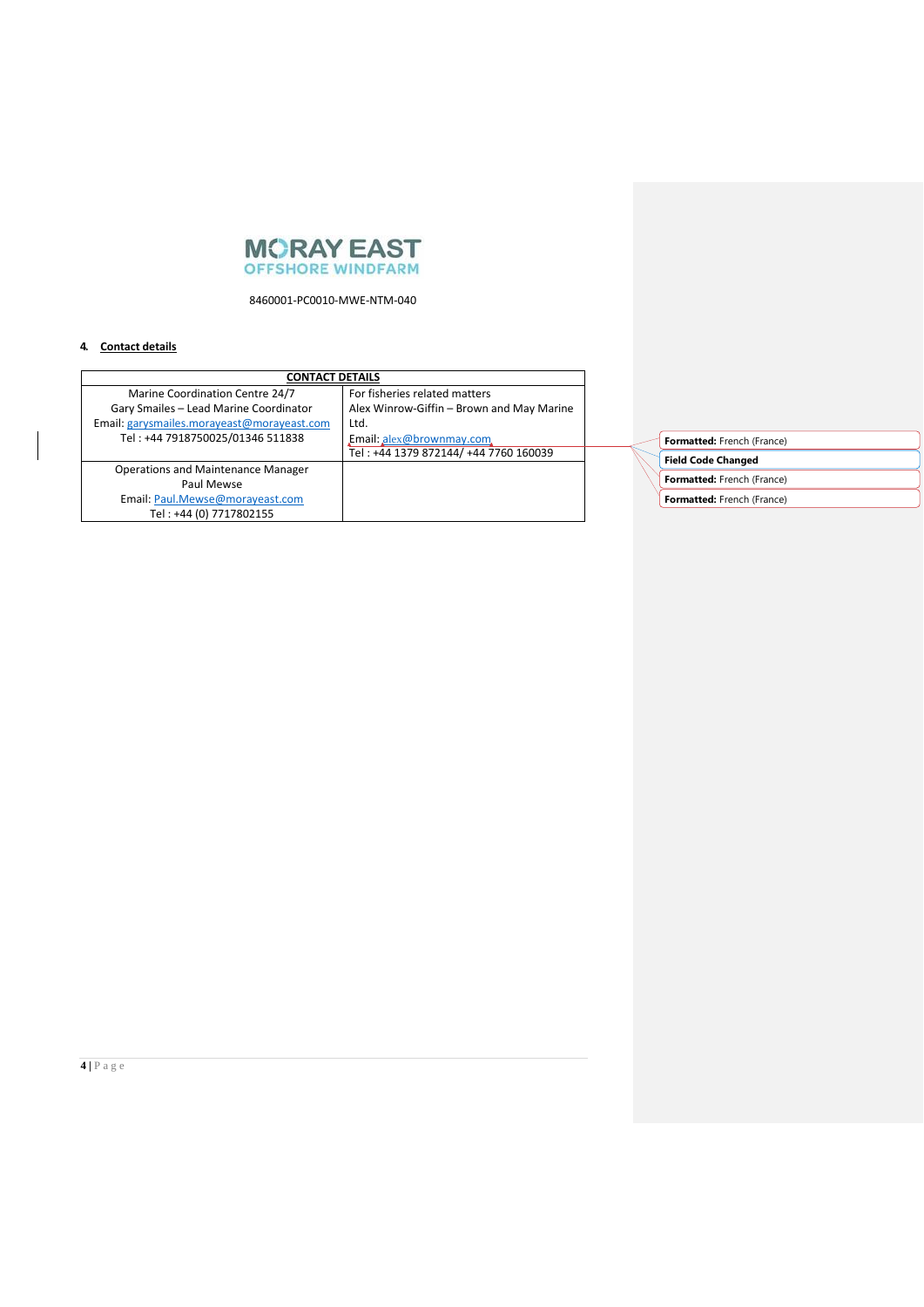MORAY EAST
OFFSHORE WINDFARM

8460001-PC0010-MWE-NTM-040

## 4. Contact details

| CONTACT DETAILS | |
|---|---|
| Marine Coordination Centre 24/7<br>Gary Smailes – Lead Marine Coordinator<br>Email: garysmailes.morayeast@morayeast.com<br>Tel : +44 7918750025/01346 511838 | For fisheries related matters<br>Alex Winrow-Giffin – Brown and May Marine Ltd.<br>Email: alex@brownmay.com<br>Tel : +44 1379 872144/ +44 7760 160039 |
| Operations and Maintenance Manager<br>Paul Mewse<br>Email: Paul.Mewse@morayeast.com<br>Tel : +44 (0) 7717802155 | |

**Formatted:** French (France)

**Field Code Changed**

**Formatted:** French (France)

**Formatted:** French (France)